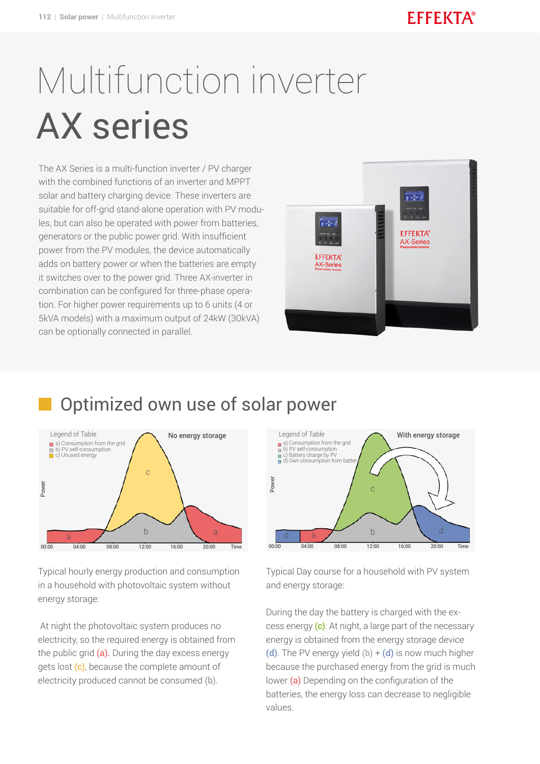# Multifunction inverter

# AX series

The AX Series is a multi-function inverter / PV charger with the combined functions of an inverter and MPPT solar and battery charging device. These inverters are suitable for off-grid stand-alone operation with PV modules, but can also be operated with power from batteries, generators or the public power grid. With insufficient power from the PV modules, the device automatically adds on battery power or when the batteries are empty it switches over to the power grid. Three AX-inverter in combination can be configured for three-phase operation. For higher power requirements up to 6 units (4 or 5kVA models) with a maximum output of 24kW (30kVA) can be optionally connected in parallel.

## Optimized own use of solar power

Typical hourly energy production and consumption in a household with photovoltaic system without energy storage:

At night the photovoltaic system produces no electricity, so the required energy is obtained from the public grid (a). During the day excess energy gets lost (c), because the complete amount of electricity produced cannot be consumed (b).

Typical Day course for a household with PV system and energy storage:

During the day the battery is charged with the excess energy (c). At night, a large part of the necessary energy is obtained from the energy storage device (d). The PV energy yield (b) + (d) is now much higher because the purchased energy from the grid is much lower (a) Depending on the configuration of the batteries, the energy loss can decrease to negligible values.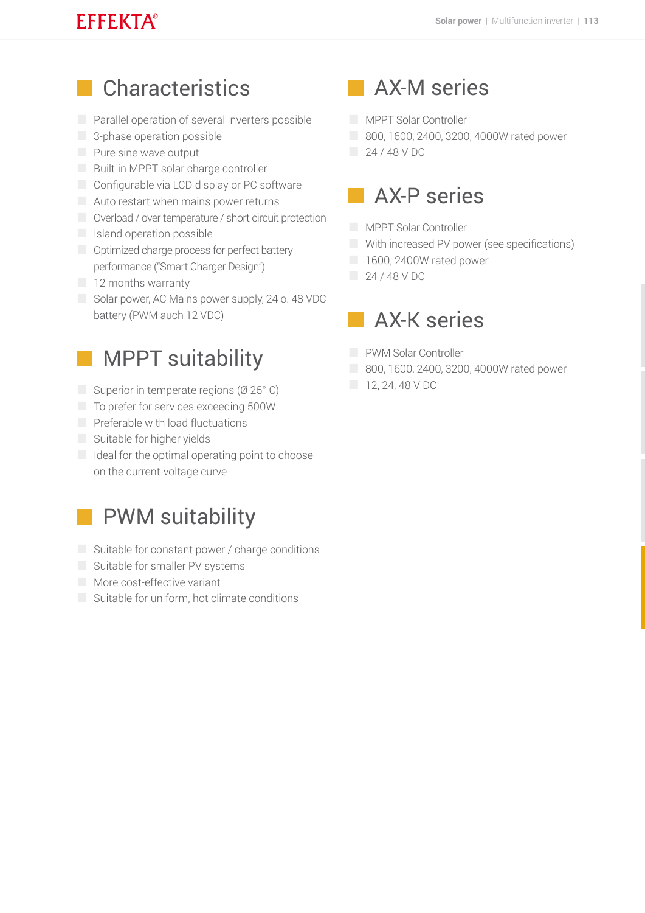## Characteristics

- Parallel operation of several inverters possible
- 3-phase operation possible
- Pure sine wave output
- Built-in MPPT solar charge controller
- Configurable via LCD display or PC software
- Auto restart when mains power returns
- Overload / over temperature / short circuit protection
- Island operation possible
- Optimized charge process for perfect battery performance ("Smart Charger Design")
- 12 months warranty
- Solar power, AC Mains power supply, 24 o. 48 VDC battery (PWM auch 12 VDC)

## MPPT suitability

- Superior in temperate regions (Ø 25° C)
- To prefer for services exceeding 500W
- Preferable with load fluctuations
- Suitable for higher yields
- Ideal for the optimal operating point to choose on the current-voltage curve

## PWM suitability

- Suitable for constant power / charge conditions
- Suitable for smaller PV systems
- More cost-effective variant
- Suitable for uniform, hot climate conditions

## AX-M series

- MPPT Solar Controller
- 800, 1600, 2400, 3200, 4000W rated power
- 24 / 48 V DC

## AX-P series

- MPPT Solar Controller
- With increased PV power (see specifications)
- 1600, 2400W rated power
- 24 / 48 V DC

## AX-K series

- PWM Solar Controller
- 800, 1600, 2400, 3200, 4000W rated power
- 12, 24, 48 V DC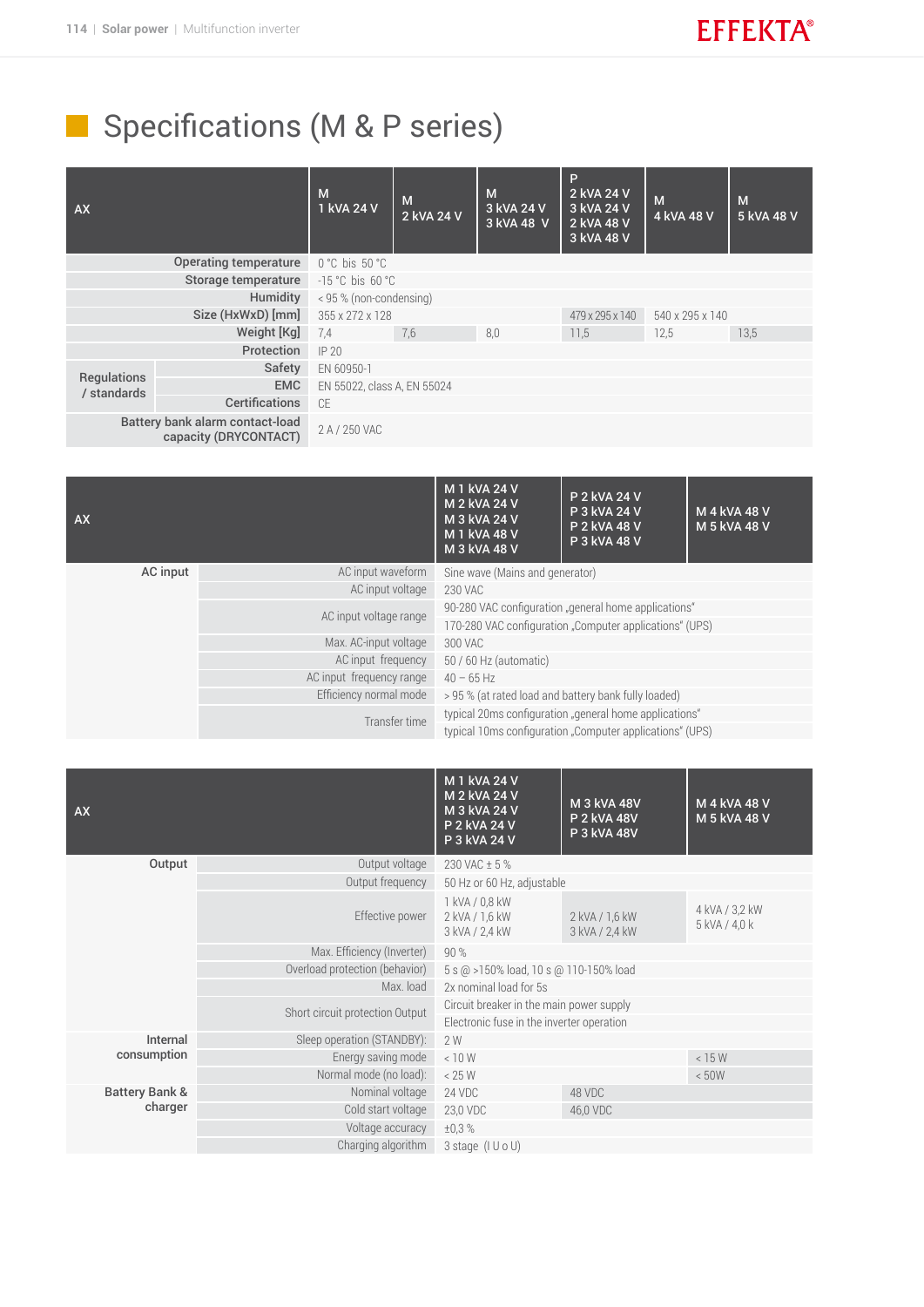# Specifications (M & P series)

| AX | | M 1 kVA 24 V | M 2 kVA 24 V | M 3 kVA 24 V 3 kVA 48 V | P 2 kVA 24 V 3 kVA 24 V 2 kVA 48 V 3 kVA 48 V | M 4 kVA 48 V | M 5 kVA 48 V |
|---|---|---|---|---|---|---|---|
| | Operating temperature | 0 °C bis 50 °C | | | | | |
| | Storage temperature | -15 °C bis 60 °C | | | | | |
| | Humidity | < 95 % (non-condensing) | | | | | |
| | Size (HxWxD) [mm] | 355 x 272 x 128 | | | 479 x 295 x 140 | 540 x 295 x 140 | |
| | Weight [Kg] | 7,4 | 7,6 | 8,0 | 11,5 | 12,5 | 13,5 |
| | Protection | IP 20 | | | | | |
| Regulations / standards | Safety | EN 60950-1 | | | | | |
| | EMC | EN 55022, class A, EN 55024 | | | | | |
| | Certifications | CE | | | | | |
| | Battery bank alarm contact-load capacity (DRYCONTACT) | 2 A / 250 VAC | | | | | |

| AX | | M 1 kVA 24 V M 2 kVA 24 V M 3 kVA 24 V M 1 kVA 48 V M 3 kVA 48 V | P 2 kVA 24 V P 3 kVA 24 V P 2 kVA 48 V P 3 kVA 48 V | M 4 kVA 48 V M 5 kVA 48 V |
|---|---|---|---|---|
| AC input | AC input waveform | Sine wave (Mains and generator) | | |
| | AC input voltage | 230 VAC | | |
| | AC input voltage range | 90-280 VAC configuration „general home applications" | | |
| | | 170-280 VAC configuration „Computer applications" (UPS) | | |
| | Max. AC-input voltage | 300 VAC | | |
| | AC input frequency | 50 / 60 Hz (automatic) | | |
| | AC input frequency range | 40 – 65 Hz | | |
| | Efficiency normal mode | > 95 % (at rated load and battery bank fully loaded) | | |
| | Transfer time | typical 20ms configuration „general home applications" | | |
| | | typical 10ms configuration „Computer applications" (UPS) | | |

| AX | | M 1 kVA 24 V M 2 kVA 24 V M 3 kVA 24 V P 2 kVA 24 V P 3 kVA 24 V | M 3 kVA 48V P 2 kVA 48V P 3 kVA 48V | M 4 kVA 48 V M 5 kVA 48 V |
|---|---|---|---|---|
| Output | Output voltage | 230 VAC ± 5 % | | |
| | Output frequency | 50 Hz or 60 Hz, adjustable | | |
| | Effective power | 1 kVA / 0,8 kW 2 kVA / 1,6 kW 3 kVA / 2,4 kW | 2 kVA / 1,6 kW 3 kVA / 2,4 kW | 4 kVA / 3,2 kW 5 kVA / 4,0 k |
| | Max. Efficiency (Inverter) | 90 % | | |
| | Overload protection (behavior) | 5 s @ >150% load, 10 s @ 110-150% load | | |
| | Max. load | 2x nominal load for 5s | | |
| | Short circuit protection Output | Circuit breaker in the main power supply | | |
| | | Electronic fuse in the inverter operation | | |
| Internal consumption | Sleep operation (STANDBY): | 2 W | | |
| | Energy saving mode | < 10 W | | < 15 W |
| | Normal mode (no load): | < 25 W | | < 50W |
| Battery Bank & charger | Nominal voltage | 24 VDC | 48 VDC | |
| | Cold start voltage | 23,0 VDC | 46,0 VDC | |
| | Voltage accuracy | ±0,3 % | | |
| | Charging algorithm | 3 stage (I U o U) | | |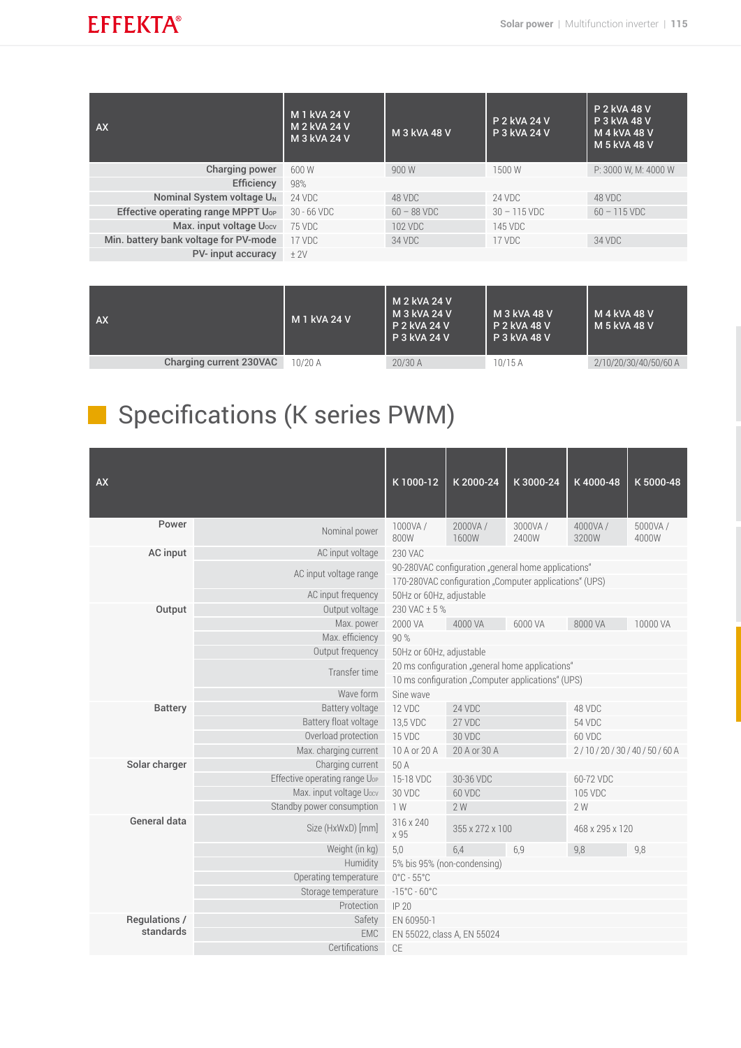| AX | M 1 kVA 24 V<br>M 2 kVA 24 V<br>M 3 kVA 24 V | M 3 kVA 48 V | P 2 kVA 24 V<br>P 3 kVA 24 V | P 2 kVA 48 V<br>P 3 kVA 48 V<br>M 4 kVA 48 V<br>M 5 kVA 48 V |
|---|---|---|---|---|
| **Charging power** | 600 W | 900 W | 1500 W | P: 3000 W, M: 4000 W |
| **Efficiency** | 98% | | | |
| **Nominal System voltage $U_N$** | 24 VDC | 48 VDC | 24 VDC | 48 VDC |
| **Effective operating range MPPT $U_{OP}$** | 30 - 66 VDC | 60 – 88 VDC | 30 – 115 VDC | 60 – 115 VDC |
| **Max. input voltage $U_{OCV}$** | 75 VDC | 102 VDC | 145 VDC | |
| **Min. battery bank voltage for PV-mode** | 17 VDC | 34 VDC | 17 VDC | 34 VDC |
| **PV- input accuracy** | ± 2V | | | |

| AX | M 1 kVA 24 V | M 2 kVA 24 V<br>M 3 kVA 24 V<br>P 2 kVA 24 V<br>P 3 kVA 24 V | M 3 kVA 48 V<br>P 2 kVA 48 V<br>P 3 kVA 48 V | M 4 kVA 48 V<br>M 5 kVA 48 V |
|---|---|---|---|---|
| **Charging current 230VAC** | 10/20 A | 20/30 A | 10/15 A | 2/10/20/30/40/50/60 A |

## Specifications (K series PWM)

| AX | | K 1000-12 | K 2000-24 | K 3000-24 | K 4000-48 | K 5000-48 |
|---|---|---|---|---|---|---|
| **Power** | Nominal power | 1000VA / 800W | 2000VA / 1600W | 3000VA / 2400W | 4000VA / 3200W | 5000VA / 4000W |
| **AC input** | AC input voltage | 230 VAC | | | | |
| | AC input voltage range | 90-280VAC configuration „general home applications" | | | | |
| | | 170-280VAC configuration „Computer applications" (UPS) | | | | |
| | AC input frequency | 50Hz or 60Hz, adjustable | | | | |
| **Output** | Output voltage | 230 VAC ± 5 % | | | | |
| | Max. power | 2000 VA | 4000 VA | 6000 VA | 8000 VA | 10000 VA |
| | Max. efficiency | 90 % | | | | |
| | Output frequency | 50Hz or 60Hz, adjustable | | | | |
| | Transfer time | 20 ms configuration „general home applications" | | | | |
| | | 10 ms configuration „Computer applications" (UPS) | | | | |
| | Wave form | Sine wave | | | | |
| **Battery** | Battery voltage | 12 VDC | 24 VDC | | 48 VDC | |
| | Battery float voltage | 13,5 VDC | 27 VDC | | 54 VDC | |
| | Overload protection | 15 VDC | 30 VDC | | 60 VDC | |
| | Max. charging current | 10 A or 20 A | 20 A or 30 A | | 2 / 10 / 20 / 30 / 40 / 50 / 60 A | |
| **Solar charger** | Charging current | 50 A | | | | |
| | Effective operating range $U_{OP}$ | 15-18 VDC | 30-36 VDC | | 60-72 VDC | |
| | Max. input voltage $U_{OCV}$ | 30 VDC | 60 VDC | | 105 VDC | |
| | Standby power consumption | 1 W | 2 W | | 2 W | |
| **General data** | Size (HxWxD) [mm] | 316 x 240 x 95 | 355 x 272 x 100 | | 468 x 295 x 120 | |
| | Weight (in kg) | 5,0 | 6,4 | 6,9 | 9,8 | 9,8 |
| | Humidity | 5% bis 95% (non-condensing) | | | | |
| | Operating temperature | 0°C - 55°C | | | | |
| | Storage temperature | -15°C - 60°C | | | | |
| | Protection | IP 20 | | | | |
| **Regulations / standards** | Safety | EN 60950-1 | | | | |
| | EMC | EN 55022, class A, EN 55024 | | | | |
| | Certifications | CE | | | | |